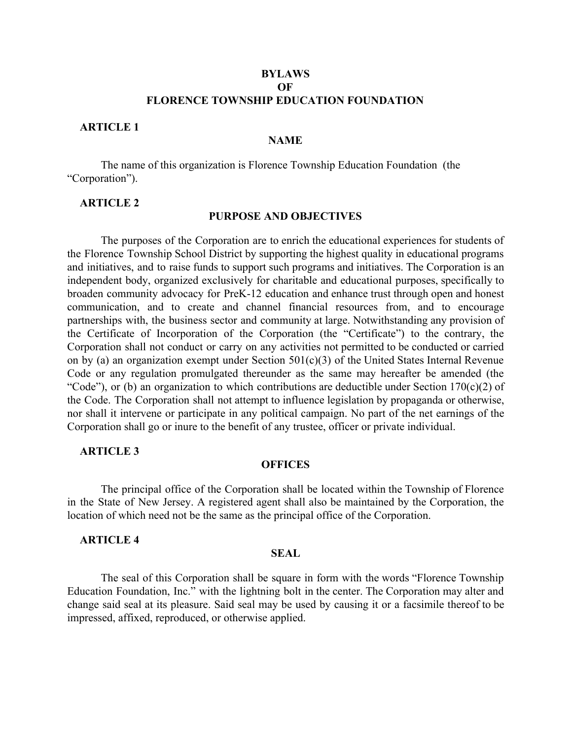# BYLAWS
# OF
# FLORENCE TOWNSHIP EDUCATION FOUNDATION

**ARTICLE 1**

## NAME

The name of this organization is Florence Township Education Foundation (the "Corporation").

**ARTICLE 2**

## PURPOSE AND OBJECTIVES

The purposes of the Corporation are to enrich the educational experiences for students of the Florence Township School District by supporting the highest quality in educational programs and initiatives, and to raise funds to support such programs and initiatives. The Corporation is an independent body, organized exclusively for charitable and educational purposes, specifically to broaden community advocacy for PreK-12 education and enhance trust through open and honest communication, and to create and channel financial resources from, and to encourage partnerships with, the business sector and community at large. Notwithstanding any provision of the Certificate of Incorporation of the Corporation (the "Certificate") to the contrary, the Corporation shall not conduct or carry on any activities not permitted to be conducted or carried on by (a) an organization exempt under Section 501(c)(3) of the United States Internal Revenue Code or any regulation promulgated thereunder as the same may hereafter be amended (the "Code"), or (b) an organization to which contributions are deductible under Section 170(c)(2) of the Code. The Corporation shall not attempt to influence legislation by propaganda or otherwise, nor shall it intervene or participate in any political campaign. No part of the net earnings of the Corporation shall go or inure to the benefit of any trustee, officer or private individual.

**ARTICLE 3**

## OFFICES

The principal office of the Corporation shall be located within the Township of Florence in the State of New Jersey. A registered agent shall also be maintained by the Corporation, the location of which need not be the same as the principal office of the Corporation.

**ARTICLE 4**

## SEAL

The seal of this Corporation shall be square in form with the words "Florence Township Education Foundation, Inc." with the lightning bolt in the center. The Corporation may alter and change said seal at its pleasure. Said seal may be used by causing it or a facsimile thereof to be impressed, affixed, reproduced, or otherwise applied.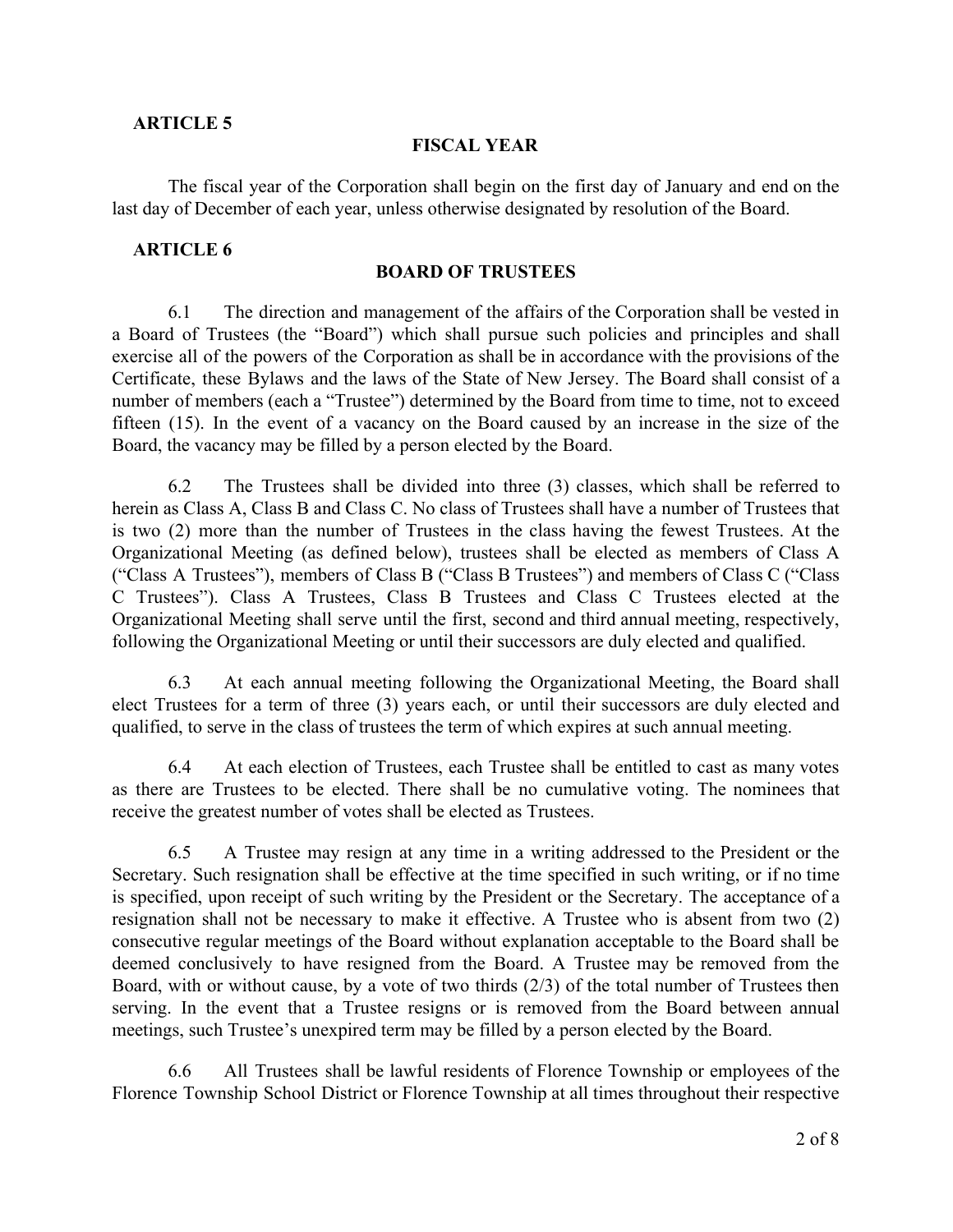**ARTICLE 5**

**FISCAL YEAR**

The fiscal year of the Corporation shall begin on the first day of January and end on the last day of December of each year, unless otherwise designated by resolution of the Board.

**ARTICLE 6**

**BOARD OF TRUSTEES**

6.1 The direction and management of the affairs of the Corporation shall be vested in a Board of Trustees (the "Board") which shall pursue such policies and principles and shall exercise all of the powers of the Corporation as shall be in accordance with the provisions of the Certificate, these Bylaws and the laws of the State of New Jersey. The Board shall consist of a number of members (each a "Trustee") determined by the Board from time to time, not to exceed fifteen (15). In the event of a vacancy on the Board caused by an increase in the size of the Board, the vacancy may be filled by a person elected by the Board.

6.2 The Trustees shall be divided into three (3) classes, which shall be referred to herein as Class A, Class B and Class C. No class of Trustees shall have a number of Trustees that is two (2) more than the number of Trustees in the class having the fewest Trustees. At the Organizational Meeting (as defined below), trustees shall be elected as members of Class A ("Class A Trustees"), members of Class B ("Class B Trustees") and members of Class C ("Class C Trustees"). Class A Trustees, Class B Trustees and Class C Trustees elected at the Organizational Meeting shall serve until the first, second and third annual meeting, respectively, following the Organizational Meeting or until their successors are duly elected and qualified.

6.3 At each annual meeting following the Organizational Meeting, the Board shall elect Trustees for a term of three (3) years each, or until their successors are duly elected and qualified, to serve in the class of trustees the term of which expires at such annual meeting.

6.4 At each election of Trustees, each Trustee shall be entitled to cast as many votes as there are Trustees to be elected. There shall be no cumulative voting. The nominees that receive the greatest number of votes shall be elected as Trustees.

6.5 A Trustee may resign at any time in a writing addressed to the President or the Secretary. Such resignation shall be effective at the time specified in such writing, or if no time is specified, upon receipt of such writing by the President or the Secretary. The acceptance of a resignation shall not be necessary to make it effective. A Trustee who is absent from two (2) consecutive regular meetings of the Board without explanation acceptable to the Board shall be deemed conclusively to have resigned from the Board. A Trustee may be removed from the Board, with or without cause, by a vote of two thirds (2/3) of the total number of Trustees then serving. In the event that a Trustee resigns or is removed from the Board between annual meetings, such Trustee's unexpired term may be filled by a person elected by the Board.

6.6 All Trustees shall be lawful residents of Florence Township or employees of the Florence Township School District or Florence Township at all times throughout their respective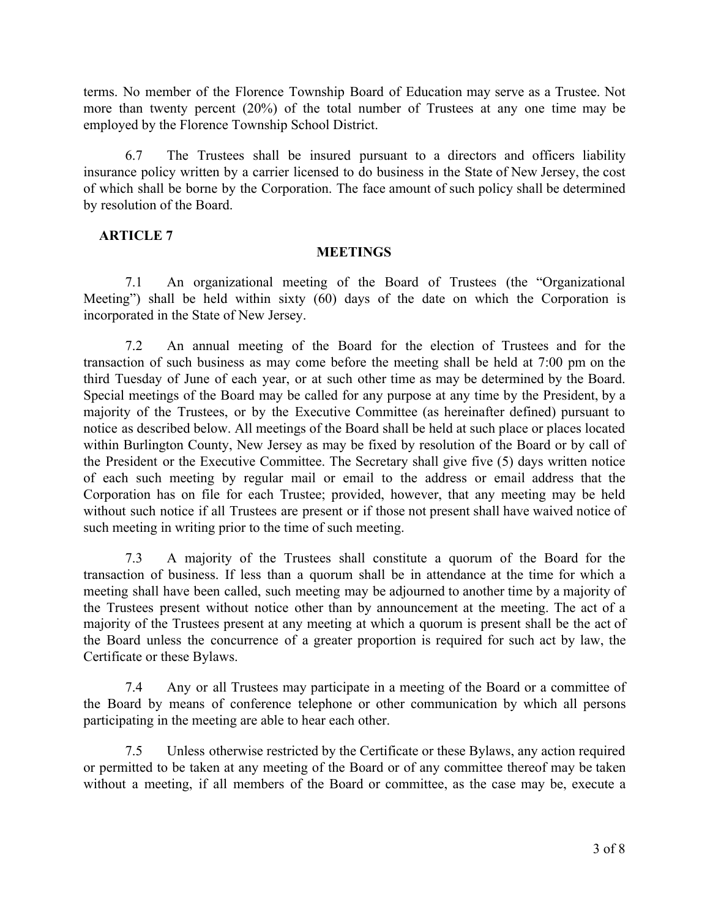terms. No member of the Florence Township Board of Education may serve as a Trustee. Not more than twenty percent (20%) of the total number of Trustees at any one time may be employed by the Florence Township School District.

6.7 The Trustees shall be insured pursuant to a directors and officers liability insurance policy written by a carrier licensed to do business in the State of New Jersey, the cost of which shall be borne by the Corporation. The face amount of such policy shall be determined by resolution of the Board.

## ARTICLE 7

## MEETINGS

7.1 An organizational meeting of the Board of Trustees (the "Organizational Meeting") shall be held within sixty (60) days of the date on which the Corporation is incorporated in the State of New Jersey.

7.2 An annual meeting of the Board for the election of Trustees and for the transaction of such business as may come before the meeting shall be held at 7:00 pm on the third Tuesday of June of each year, or at such other time as may be determined by the Board. Special meetings of the Board may be called for any purpose at any time by the President, by a majority of the Trustees, or by the Executive Committee (as hereinafter defined) pursuant to notice as described below. All meetings of the Board shall be held at such place or places located within Burlington County, New Jersey as may be fixed by resolution of the Board or by call of the President or the Executive Committee. The Secretary shall give five (5) days written notice of each such meeting by regular mail or email to the address or email address that the Corporation has on file for each Trustee; provided, however, that any meeting may be held without such notice if all Trustees are present or if those not present shall have waived notice of such meeting in writing prior to the time of such meeting.

7.3 A majority of the Trustees shall constitute a quorum of the Board for the transaction of business. If less than a quorum shall be in attendance at the time for which a meeting shall have been called, such meeting may be adjourned to another time by a majority of the Trustees present without notice other than by announcement at the meeting. The act of a majority of the Trustees present at any meeting at which a quorum is present shall be the act of the Board unless the concurrence of a greater proportion is required for such act by law, the Certificate or these Bylaws.

7.4 Any or all Trustees may participate in a meeting of the Board or a committee of the Board by means of conference telephone or other communication by which all persons participating in the meeting are able to hear each other.

7.5 Unless otherwise restricted by the Certificate or these Bylaws, any action required or permitted to be taken at any meeting of the Board or of any committee thereof may be taken without a meeting, if all members of the Board or committee, as the case may be, execute a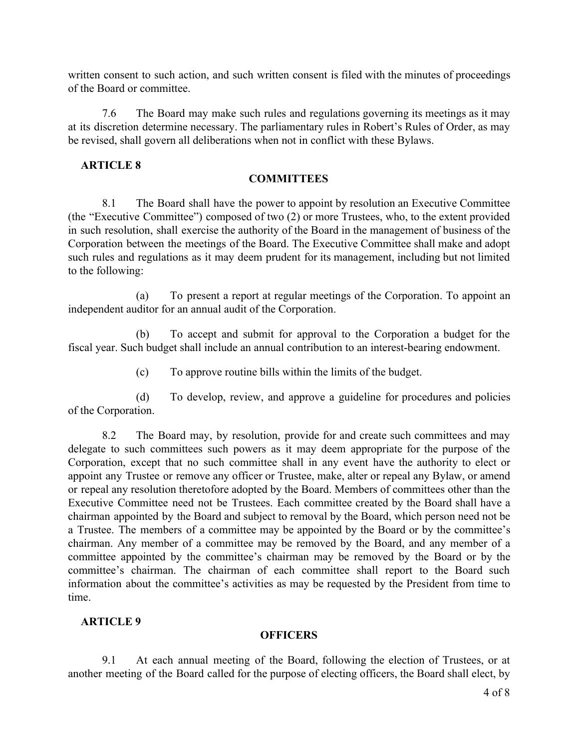written consent to such action, and such written consent is filed with the minutes of proceedings of the Board or committee.

7.6 The Board may make such rules and regulations governing its meetings as it may at its discretion determine necessary. The parliamentary rules in Robert's Rules of Order, as may be revised, shall govern all deliberations when not in conflict with these Bylaws.

## ARTICLE 8

## COMMITTEES

8.1 The Board shall have the power to appoint by resolution an Executive Committee (the "Executive Committee") composed of two (2) or more Trustees, who, to the extent provided in such resolution, shall exercise the authority of the Board in the management of business of the Corporation between the meetings of the Board. The Executive Committee shall make and adopt such rules and regulations as it may deem prudent for its management, including but not limited to the following:

(a) To present a report at regular meetings of the Corporation. To appoint an independent auditor for an annual audit of the Corporation.

(b) To accept and submit for approval to the Corporation a budget for the fiscal year. Such budget shall include an annual contribution to an interest-bearing endowment.

(c) To approve routine bills within the limits of the budget.

(d) To develop, review, and approve a guideline for procedures and policies of the Corporation.

8.2 The Board may, by resolution, provide for and create such committees and may delegate to such committees such powers as it may deem appropriate for the purpose of the Corporation, except that no such committee shall in any event have the authority to elect or appoint any Trustee or remove any officer or Trustee, make, alter or repeal any Bylaw, or amend or repeal any resolution theretofore adopted by the Board. Members of committees other than the Executive Committee need not be Trustees. Each committee created by the Board shall have a chairman appointed by the Board and subject to removal by the Board, which person need not be a Trustee. The members of a committee may be appointed by the Board or by the committee's chairman. Any member of a committee may be removed by the Board, and any member of a committee appointed by the committee's chairman may be removed by the Board or by the committee's chairman. The chairman of each committee shall report to the Board such information about the committee's activities as may be requested by the President from time to time.

## ARTICLE 9

## OFFICERS

9.1 At each annual meeting of the Board, following the election of Trustees, or at another meeting of the Board called for the purpose of electing officers, the Board shall elect, by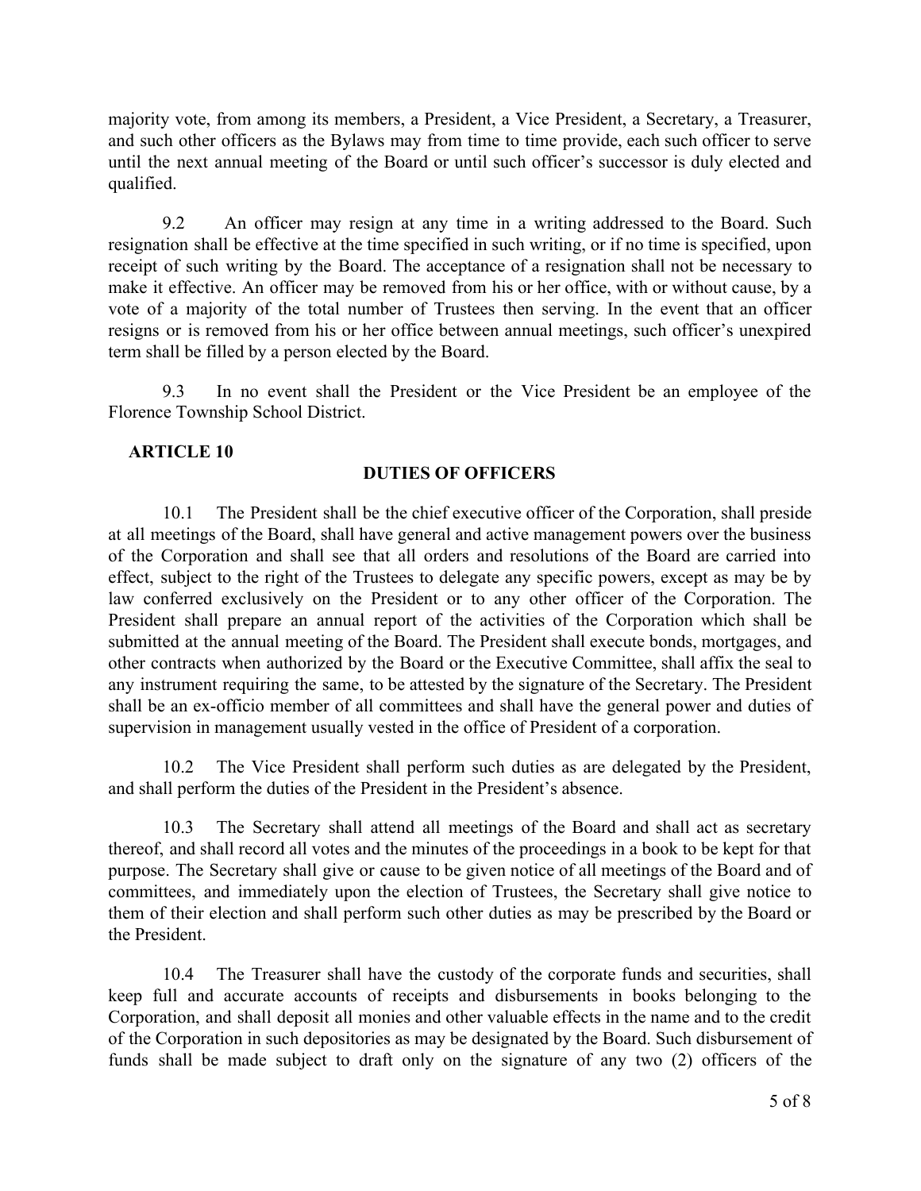majority vote, from among its members, a President, a Vice President, a Secretary, a Treasurer, and such other officers as the Bylaws may from time to time provide, each such officer to serve until the next annual meeting of the Board or until such officer's successor is duly elected and qualified.

9.2 An officer may resign at any time in a writing addressed to the Board. Such resignation shall be effective at the time specified in such writing, or if no time is specified, upon receipt of such writing by the Board. The acceptance of a resignation shall not be necessary to make it effective. An officer may be removed from his or her office, with or without cause, by a vote of a majority of the total number of Trustees then serving. In the event that an officer resigns or is removed from his or her office between annual meetings, such officer's unexpired term shall be filled by a person elected by the Board.

9.3 In no event shall the President or the Vice President be an employee of the Florence Township School District.

## ARTICLE 10

### DUTIES OF OFFICERS

10.1 The President shall be the chief executive officer of the Corporation, shall preside at all meetings of the Board, shall have general and active management powers over the business of the Corporation and shall see that all orders and resolutions of the Board are carried into effect, subject to the right of the Trustees to delegate any specific powers, except as may be by law conferred exclusively on the President or to any other officer of the Corporation. The President shall prepare an annual report of the activities of the Corporation which shall be submitted at the annual meeting of the Board. The President shall execute bonds, mortgages, and other contracts when authorized by the Board or the Executive Committee, shall affix the seal to any instrument requiring the same, to be attested by the signature of the Secretary. The President shall be an ex-officio member of all committees and shall have the general power and duties of supervision in management usually vested in the office of President of a corporation.

10.2 The Vice President shall perform such duties as are delegated by the President, and shall perform the duties of the President in the President's absence.

10.3 The Secretary shall attend all meetings of the Board and shall act as secretary thereof, and shall record all votes and the minutes of the proceedings in a book to be kept for that purpose. The Secretary shall give or cause to be given notice of all meetings of the Board and of committees, and immediately upon the election of Trustees, the Secretary shall give notice to them of their election and shall perform such other duties as may be prescribed by the Board or the President.

10.4 The Treasurer shall have the custody of the corporate funds and securities, shall keep full and accurate accounts of receipts and disbursements in books belonging to the Corporation, and shall deposit all monies and other valuable effects in the name and to the credit of the Corporation in such depositories as may be designated by the Board. Such disbursement of funds shall be made subject to draft only on the signature of any two (2) officers of the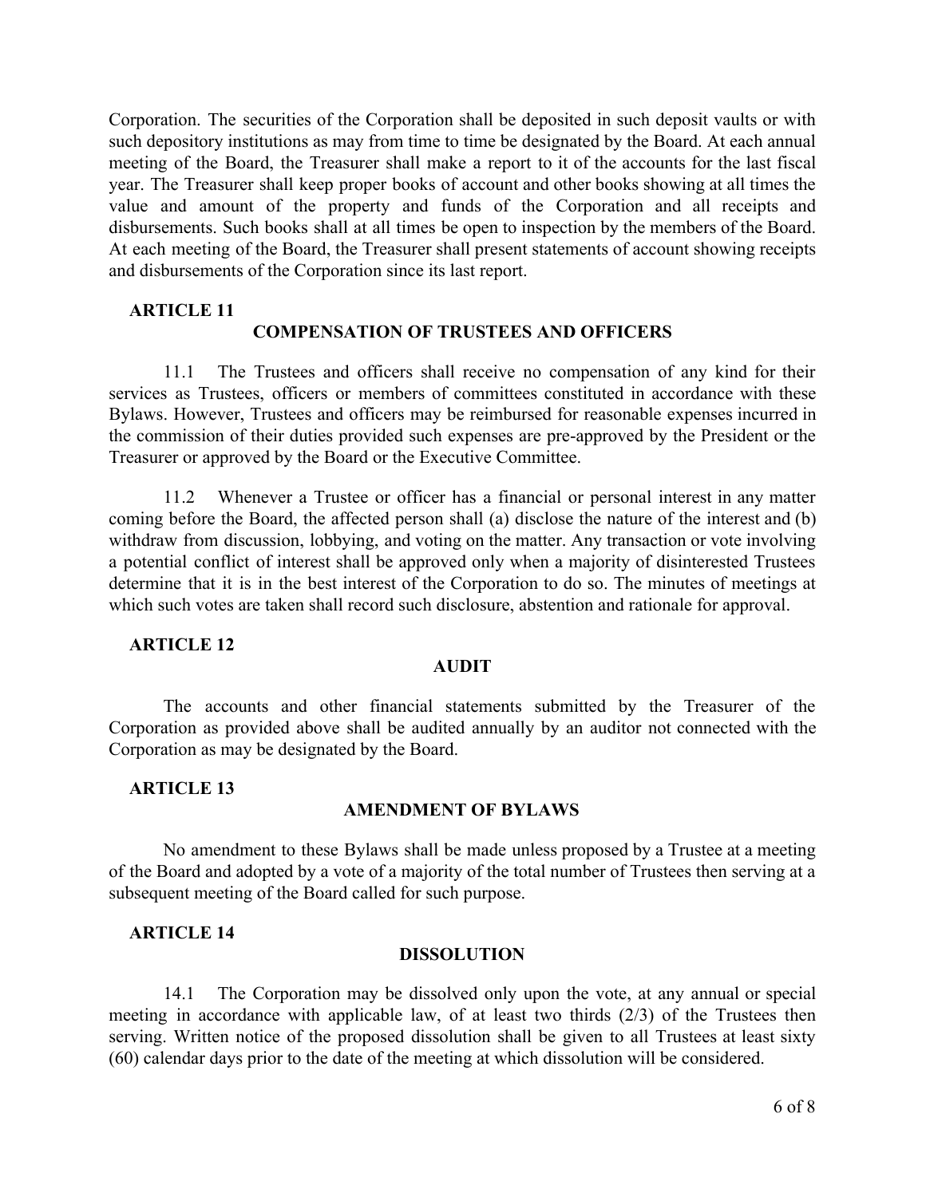Corporation. The securities of the Corporation shall be deposited in such deposit vaults or with such depository institutions as may from time to time be designated by the Board. At each annual meeting of the Board, the Treasurer shall make a report to it of the accounts for the last fiscal year. The Treasurer shall keep proper books of account and other books showing at all times the value and amount of the property and funds of the Corporation and all receipts and disbursements. Such books shall at all times be open to inspection by the members of the Board. At each meeting of the Board, the Treasurer shall present statements of account showing receipts and disbursements of the Corporation since its last report.

## ARTICLE 11

### COMPENSATION OF TRUSTEES AND OFFICERS

11.1 The Trustees and officers shall receive no compensation of any kind for their services as Trustees, officers or members of committees constituted in accordance with these Bylaws. However, Trustees and officers may be reimbursed for reasonable expenses incurred in the commission of their duties provided such expenses are pre-approved by the President or the Treasurer or approved by the Board or the Executive Committee.

11.2 Whenever a Trustee or officer has a financial or personal interest in any matter coming before the Board, the affected person shall (a) disclose the nature of the interest and (b) withdraw from discussion, lobbying, and voting on the matter. Any transaction or vote involving a potential conflict of interest shall be approved only when a majority of disinterested Trustees determine that it is in the best interest of the Corporation to do so. The minutes of meetings at which such votes are taken shall record such disclosure, abstention and rationale for approval.

## ARTICLE 12

### AUDIT

The accounts and other financial statements submitted by the Treasurer of the Corporation as provided above shall be audited annually by an auditor not connected with the Corporation as may be designated by the Board.

## ARTICLE 13

### AMENDMENT OF BYLAWS

No amendment to these Bylaws shall be made unless proposed by a Trustee at a meeting of the Board and adopted by a vote of a majority of the total number of Trustees then serving at a subsequent meeting of the Board called for such purpose.

## ARTICLE 14

### DISSOLUTION

14.1 The Corporation may be dissolved only upon the vote, at any annual or special meeting in accordance with applicable law, of at least two thirds (2/3) of the Trustees then serving. Written notice of the proposed dissolution shall be given to all Trustees at least sixty (60) calendar days prior to the date of the meeting at which dissolution will be considered.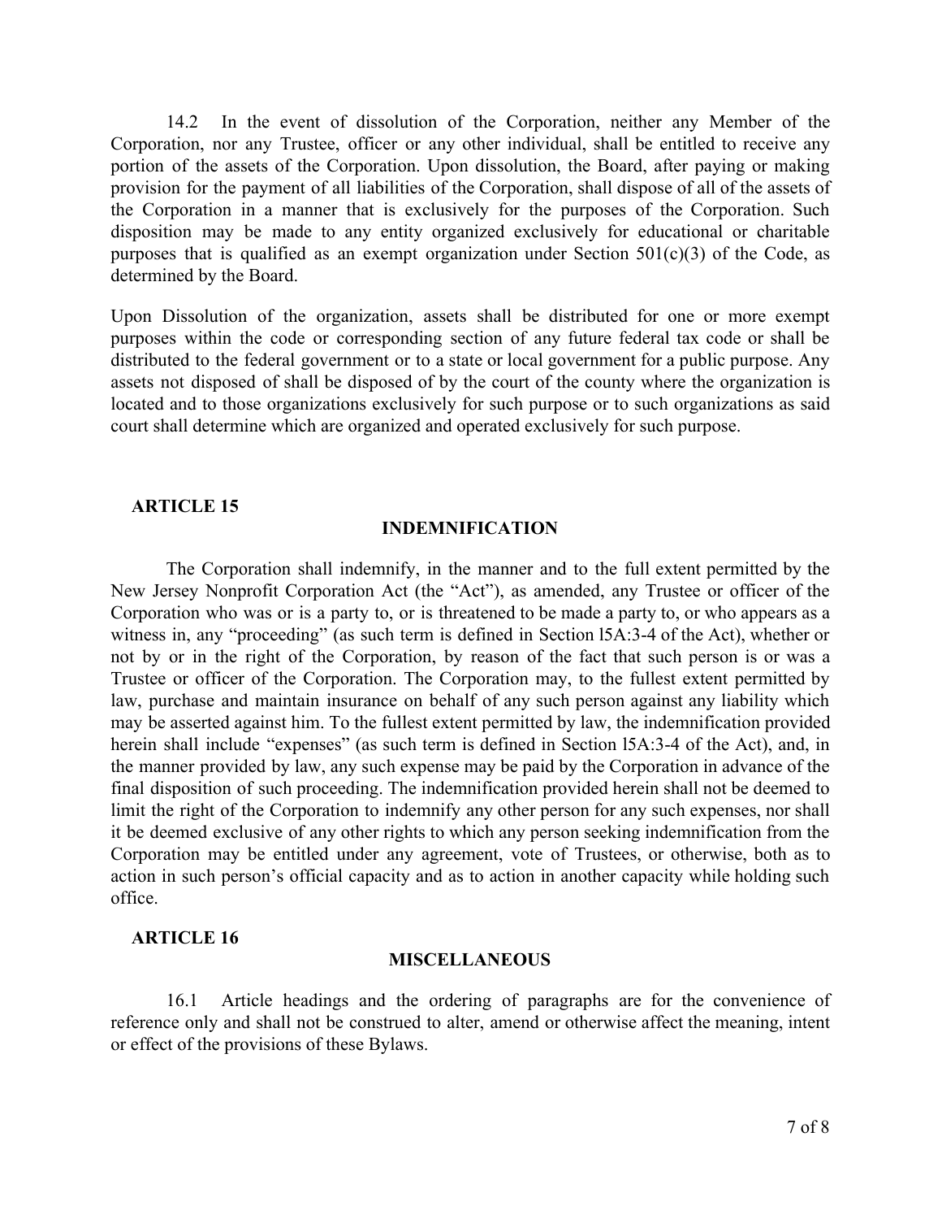14.2 In the event of dissolution of the Corporation, neither any Member of the Corporation, nor any Trustee, officer or any other individual, shall be entitled to receive any portion of the assets of the Corporation. Upon dissolution, the Board, after paying or making provision for the payment of all liabilities of the Corporation, shall dispose of all of the assets of the Corporation in a manner that is exclusively for the purposes of the Corporation. Such disposition may be made to any entity organized exclusively for educational or charitable purposes that is qualified as an exempt organization under Section 501(c)(3) of the Code, as determined by the Board.

Upon Dissolution of the organization, assets shall be distributed for one or more exempt purposes within the code or corresponding section of any future federal tax code or shall be distributed to the federal government or to a state or local government for a public purpose. Any assets not disposed of shall be disposed of by the court of the county where the organization is located and to those organizations exclusively for such purpose or to such organizations as said court shall determine which are organized and operated exclusively for such purpose.

## ARTICLE 15

### INDEMNIFICATION

The Corporation shall indemnify, in the manner and to the full extent permitted by the New Jersey Nonprofit Corporation Act (the "Act"), as amended, any Trustee or officer of the Corporation who was or is a party to, or is threatened to be made a party to, or who appears as a witness in, any "proceeding" (as such term is defined in Section l5A:3-4 of the Act), whether or not by or in the right of the Corporation, by reason of the fact that such person is or was a Trustee or officer of the Corporation. The Corporation may, to the fullest extent permitted by law, purchase and maintain insurance on behalf of any such person against any liability which may be asserted against him. To the fullest extent permitted by law, the indemnification provided herein shall include "expenses" (as such term is defined in Section l5A:3-4 of the Act), and, in the manner provided by law, any such expense may be paid by the Corporation in advance of the final disposition of such proceeding. The indemnification provided herein shall not be deemed to limit the right of the Corporation to indemnify any other person for any such expenses, nor shall it be deemed exclusive of any other rights to which any person seeking indemnification from the Corporation may be entitled under any agreement, vote of Trustees, or otherwise, both as to action in such person's official capacity and as to action in another capacity while holding such office.

## ARTICLE 16

### MISCELLANEOUS

16.1 Article headings and the ordering of paragraphs are for the convenience of reference only and shall not be construed to alter, amend or otherwise affect the meaning, intent or effect of the provisions of these Bylaws.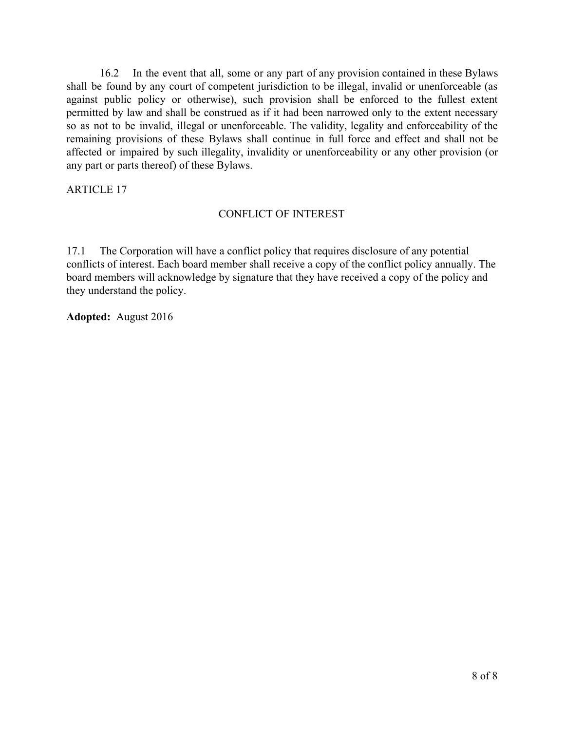16.2 In the event that all, some or any part of any provision contained in these Bylaws shall be found by any court of competent jurisdiction to be illegal, invalid or unenforceable (as against public policy or otherwise), such provision shall be enforced to the fullest extent permitted by law and shall be construed as if it had been narrowed only to the extent necessary so as not to be invalid, illegal or unenforceable. The validity, legality and enforceability of the remaining provisions of these Bylaws shall continue in full force and effect and shall not be affected or impaired by such illegality, invalidity or unenforceability or any other provision (or any part or parts thereof) of these Bylaws.

## ARTICLE 17

## CONFLICT OF INTEREST

17.1 The Corporation will have a conflict policy that requires disclosure of any potential conflicts of interest. Each board member shall receive a copy of the conflict policy annually. The board members will acknowledge by signature that they have received a copy of the policy and they understand the policy.

**Adopted:** August 2016